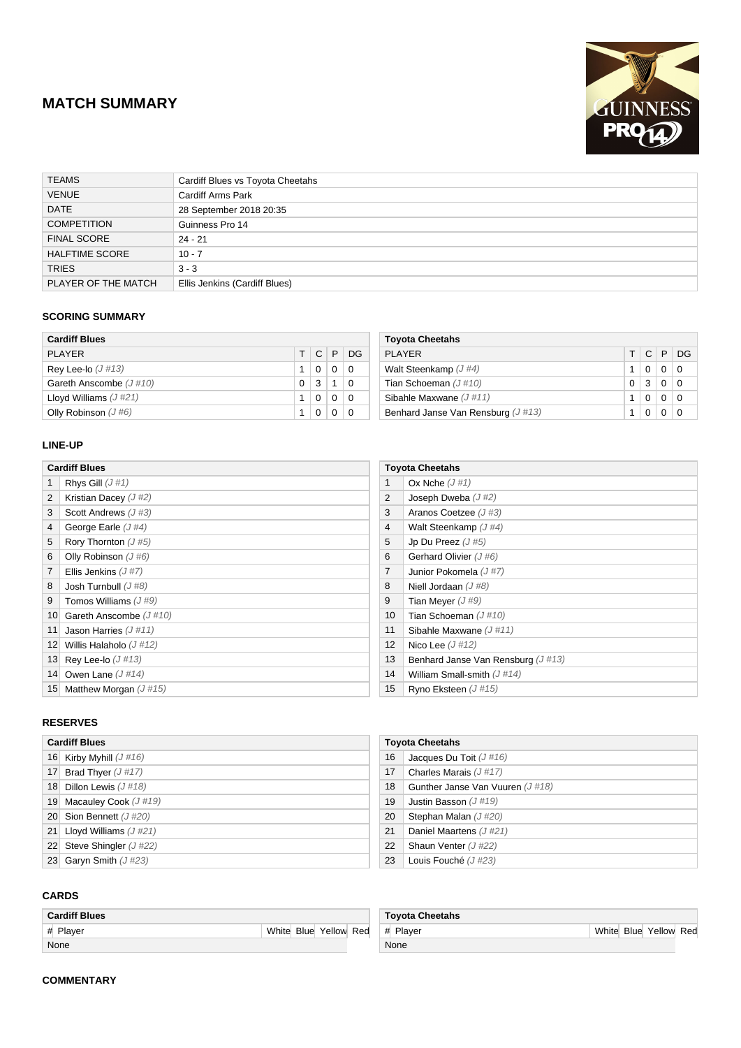# MATCH SUMMARY

| | |
|---|---|
| TEAMS | Cardiff Blues vs Toyota Cheetahs |
| VENUE | Cardiff Arms Park |
| DATE | 28 September 2018 20:35 |
| COMPETITION | Guinness Pro 14 |
| FINAL SCORE | 24 - 21 |
| HALFTIME SCORE | 10 - 7 |
| TRIES | 3 - 3 |
| PLAYER OF THE MATCH | Ellis Jenkins (Cardiff Blues) |

## SCORING SUMMARY

**Cardiff Blues**

| PLAYER | T | C | P | DG |
|---|---|---|---|---|
| Rey Lee-lo *(J #13)* | 1 | 0 | 0 | 0 |
| Gareth Anscombe *(J #10)* | 0 | 3 | 1 | 0 |
| Lloyd Williams *(J #21)* | 1 | 0 | 0 | 0 |
| Olly Robinson *(J #6)* | 1 | 0 | 0 | 0 |

**Toyota Cheetahs**

| PLAYER | T | C | P | DG |
|---|---|---|---|---|
| Walt Steenkamp *(J #4)* | 1 | 0 | 0 | 0 |
| Tian Schoeman *(J #10)* | 0 | 3 | 0 | 0 |
| Sibahle Maxwane *(J #11)* | 1 | 0 | 0 | 0 |
| Benhard Janse Van Rensburg *(J #13)* | 1 | 0 | 0 | 0 |

## LINE-UP

**Cardiff Blues**

| # | Player |
|---|---|
| 1 | Rhys Gill *(J #1)* |
| 2 | Kristian Dacey *(J #2)* |
| 3 | Scott Andrews *(J #3)* |
| 4 | George Earle *(J #4)* |
| 5 | Rory Thornton *(J #5)* |
| 6 | Olly Robinson *(J #6)* |
| 7 | Ellis Jenkins *(J #7)* |
| 8 | Josh Turnbull *(J #8)* |
| 9 | Tomos Williams *(J #9)* |
| 10 | Gareth Anscombe *(J #10)* |
| 11 | Jason Harries *(J #11)* |
| 12 | Willis Halaholo *(J #12)* |
| 13 | Rey Lee-lo *(J #13)* |
| 14 | Owen Lane *(J #14)* |
| 15 | Matthew Morgan *(J #15)* |

**Toyota Cheetahs**

| # | Player |
|---|---|
| 1 | Ox Nche *(J #1)* |
| 2 | Joseph Dweba *(J #2)* |
| 3 | Aranos Coetzee *(J #3)* |
| 4 | Walt Steenkamp *(J #4)* |
| 5 | Jp Du Preez *(J #5)* |
| 6 | Gerhard Olivier *(J #6)* |
| 7 | Junior Pokomela *(J #7)* |
| 8 | Niell Jordaan *(J #8)* |
| 9 | Tian Meyer *(J #9)* |
| 10 | Tian Schoeman *(J #10)* |
| 11 | Sibahle Maxwane *(J #11)* |
| 12 | Nico Lee *(J #12)* |
| 13 | Benhard Janse Van Rensburg *(J #13)* |
| 14 | William Small-smith *(J #14)* |
| 15 | Ryno Eksteen *(J #15)* |

## RESERVES

**Cardiff Blues**

| # | Player |
|---|---|
| 16 | Kirby Myhill *(J #16)* |
| 17 | Brad Thyer *(J #17)* |
| 18 | Dillon Lewis *(J #18)* |
| 19 | Macauley Cook *(J #19)* |
| 20 | Sion Bennett *(J #20)* |
| 21 | Lloyd Williams *(J #21)* |
| 22 | Steve Shingler *(J #22)* |
| 23 | Garyn Smith *(J #23)* |

**Toyota Cheetahs**

| # | Player |
|---|---|
| 16 | Jacques Du Toit *(J #16)* |
| 17 | Charles Marais *(J #17)* |
| 18 | Gunther Janse Van Vuuren *(J #18)* |
| 19 | Justin Basson *(J #19)* |
| 20 | Stephan Malan *(J #20)* |
| 21 | Daniel Maartens *(J #21)* |
| 22 | Shaun Venter *(J #22)* |
| 23 | Louis Fouché *(J #23)* |

## CARDS

**Cardiff Blues**

| # | Player | White | Blue | Yellow | Red |
|---|---|---|---|---|---|
| | None | | | | |

**Toyota Cheetahs**

| # | Player | White | Blue | Yellow | Red |
|---|---|---|---|---|---|
| | None | | | | |

## COMMENTARY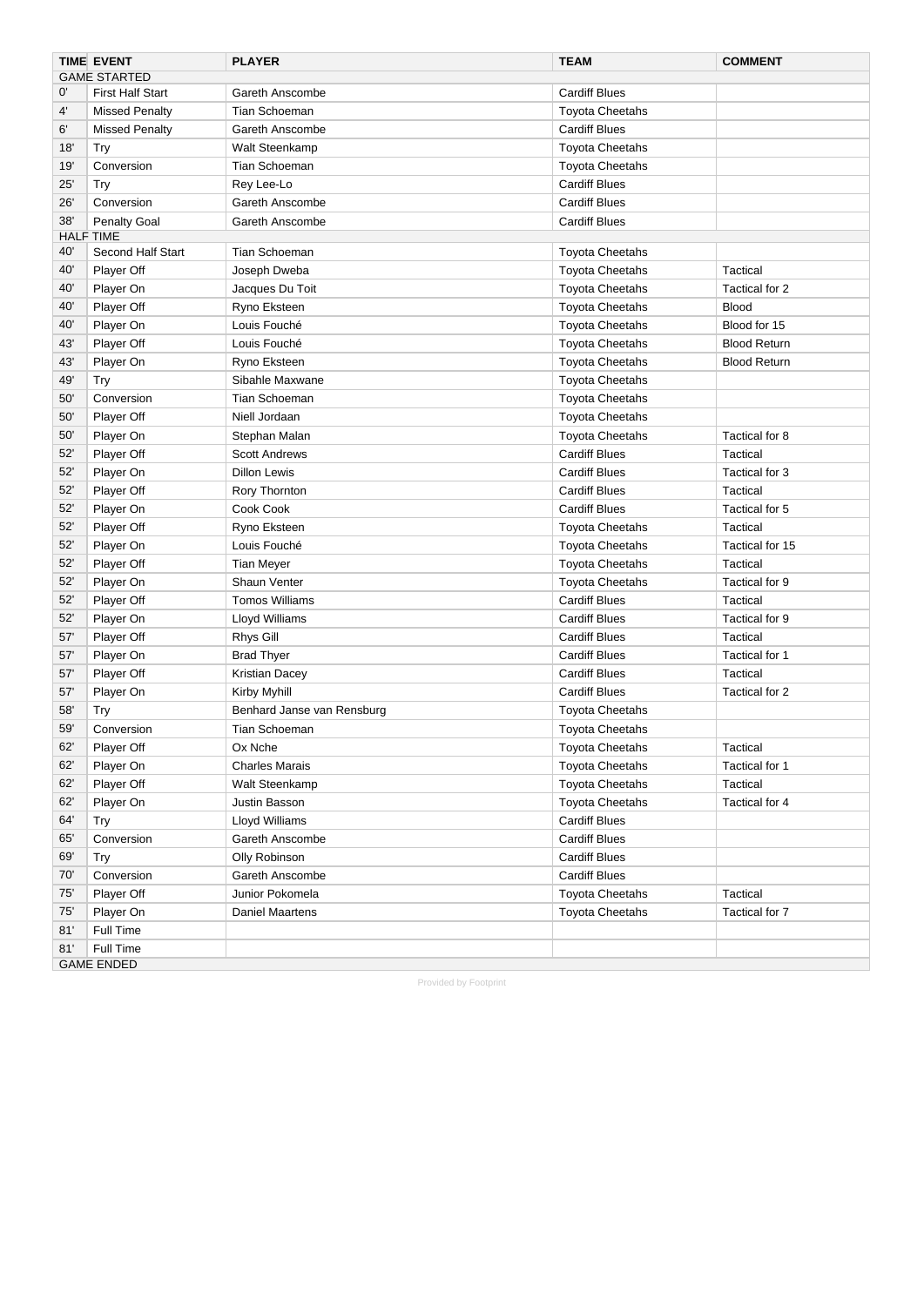| TIME | EVENT | PLAYER | TEAM | COMMENT |
|---|---|---|---|---|
| GAME STARTED | | | | |
| 0' | First Half Start | Gareth Anscombe | Cardiff Blues | |
| 4' | Missed Penalty | Tian Schoeman | Toyota Cheetahs | |
| 6' | Missed Penalty | Gareth Anscombe | Cardiff Blues | |
| 18' | Try | Walt Steenkamp | Toyota Cheetahs | |
| 19' | Conversion | Tian Schoeman | Toyota Cheetahs | |
| 25' | Try | Rey Lee-Lo | Cardiff Blues | |
| 26' | Conversion | Gareth Anscombe | Cardiff Blues | |
| 38' | Penalty Goal | Gareth Anscombe | Cardiff Blues | |
| HALF TIME | | | | |
| 40' | Second Half Start | Tian Schoeman | Toyota Cheetahs | |
| 40' | Player Off | Joseph Dweba | Toyota Cheetahs | Tactical |
| 40' | Player On | Jacques Du Toit | Toyota Cheetahs | Tactical for 2 |
| 40' | Player Off | Ryno Eksteen | Toyota Cheetahs | Blood |
| 40' | Player On | Louis Fouché | Toyota Cheetahs | Blood for 15 |
| 43' | Player Off | Louis Fouché | Toyota Cheetahs | Blood Return |
| 43' | Player On | Ryno Eksteen | Toyota Cheetahs | Blood Return |
| 49' | Try | Sibahle Maxwane | Toyota Cheetahs | |
| 50' | Conversion | Tian Schoeman | Toyota Cheetahs | |
| 50' | Player Off | Niell Jordaan | Toyota Cheetahs | |
| 50' | Player On | Stephan Malan | Toyota Cheetahs | Tactical for 8 |
| 52' | Player Off | Scott Andrews | Cardiff Blues | Tactical |
| 52' | Player On | Dillon Lewis | Cardiff Blues | Tactical for 3 |
| 52' | Player Off | Rory Thornton | Cardiff Blues | Tactical |
| 52' | Player On | Cook Cook | Cardiff Blues | Tactical for 5 |
| 52' | Player Off | Ryno Eksteen | Toyota Cheetahs | Tactical |
| 52' | Player On | Louis Fouché | Toyota Cheetahs | Tactical for 15 |
| 52' | Player Off | Tian Meyer | Toyota Cheetahs | Tactical |
| 52' | Player On | Shaun Venter | Toyota Cheetahs | Tactical for 9 |
| 52' | Player Off | Tomos Williams | Cardiff Blues | Tactical |
| 52' | Player On | Lloyd Williams | Cardiff Blues | Tactical for 9 |
| 57' | Player Off | Rhys Gill | Cardiff Blues | Tactical |
| 57' | Player On | Brad Thyer | Cardiff Blues | Tactical for 1 |
| 57' | Player Off | Kristian Dacey | Cardiff Blues | Tactical |
| 57' | Player On | Kirby Myhill | Cardiff Blues | Tactical for 2 |
| 58' | Try | Benhard Janse van Rensburg | Toyota Cheetahs | |
| 59' | Conversion | Tian Schoeman | Toyota Cheetahs | |
| 62' | Player Off | Ox Nche | Toyota Cheetahs | Tactical |
| 62' | Player On | Charles Marais | Toyota Cheetahs | Tactical for 1 |
| 62' | Player Off | Walt Steenkamp | Toyota Cheetahs | Tactical |
| 62' | Player On | Justin Basson | Toyota Cheetahs | Tactical for 4 |
| 64' | Try | Lloyd Williams | Cardiff Blues | |
| 65' | Conversion | Gareth Anscombe | Cardiff Blues | |
| 69' | Try | Olly Robinson | Cardiff Blues | |
| 70' | Conversion | Gareth Anscombe | Cardiff Blues | |
| 75' | Player Off | Junior Pokomela | Toyota Cheetahs | Tactical |
| 75' | Player On | Daniel Maartens | Toyota Cheetahs | Tactical for 7 |
| 81' | Full Time | | | |
| 81' | Full Time | | | |
| GAME ENDED | | | | |

Provided by Footprint